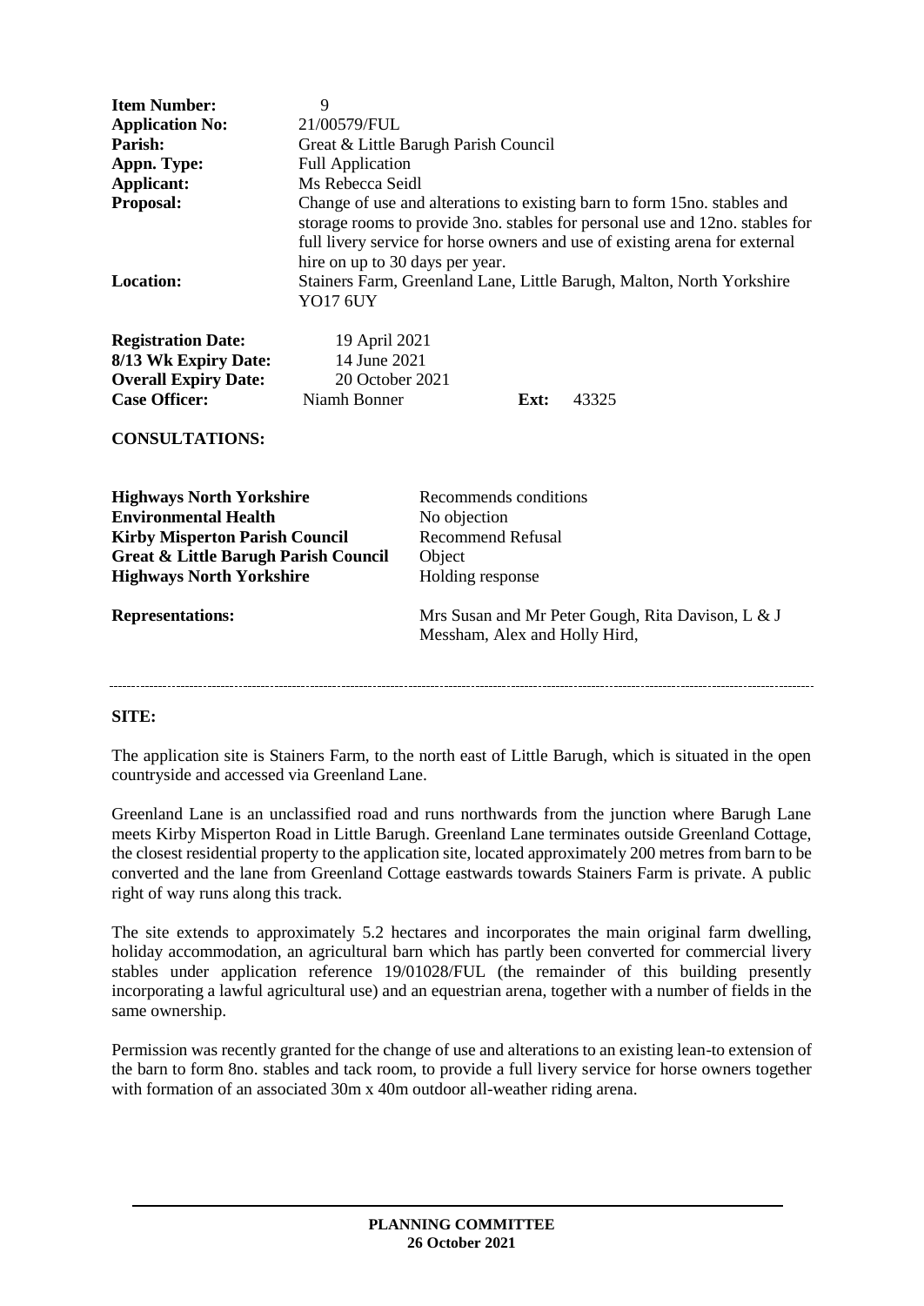| | |
|---|---|
| **Item Number:** | 9 |
| **Application No:** | 21/00579/FUL |
| **Parish:** | Great & Little Barugh Parish Council |
| **Appn. Type:** | Full Application |
| **Applicant:** | Ms Rebecca Seidl |
| **Proposal:** | Change of use and alterations to existing barn to form 15no. stables and storage rooms to provide 3no. stables for personal use and 12no. stables for full livery service for horse owners and use of existing arena for external hire on up to 30 days per year. |
| **Location:** | Stainers Farm, Greenland Lane, Little Barugh, Malton, North Yorkshire YO17 6UY |

| | | | |
|---|---|---|---|
| **Registration Date:** | 19 April 2021 | | |
| **8/13 Wk Expiry Date:** | 14 June 2021 | | |
| **Overall Expiry Date:** | 20 October 2021 | | |
| **Case Officer:** | Niamh Bonner | **Ext:** | 43325 |

**CONSULTATIONS:**

| | |
|---|---|
| **Highways North Yorkshire** | Recommends conditions |
| **Environmental Health** | No objection |
| **Kirby Misperton Parish Council** | Recommend Refusal |
| **Great & Little Barugh Parish Council** | Object |
| **Highways North Yorkshire** | Holding response |

**Representations:** Mrs Susan and Mr Peter Gough, Rita Davison, L & J Messham, Alex and Holly Hird,

---

**SITE:**

The application site is Stainers Farm, to the north east of Little Barugh, which is situated in the open countryside and accessed via Greenland Lane.

Greenland Lane is an unclassified road and runs northwards from the junction where Barugh Lane meets Kirby Misperton Road in Little Barugh. Greenland Lane terminates outside Greenland Cottage, the closest residential property to the application site, located approximately 200 metres from barn to be converted and the lane from Greenland Cottage eastwards towards Stainers Farm is private. A public right of way runs along this track.

The site extends to approximately 5.2 hectares and incorporates the main original farm dwelling, holiday accommodation, an agricultural barn which has partly been converted for commercial livery stables under application reference 19/01028/FUL (the remainder of this building presently incorporating a lawful agricultural use) and an equestrian arena, together with a number of fields in the same ownership.

Permission was recently granted for the change of use and alterations to an existing lean-to extension of the barn to form 8no. stables and tack room, to provide a full livery service for horse owners together with formation of an associated 30m x 40m outdoor all-weather riding arena.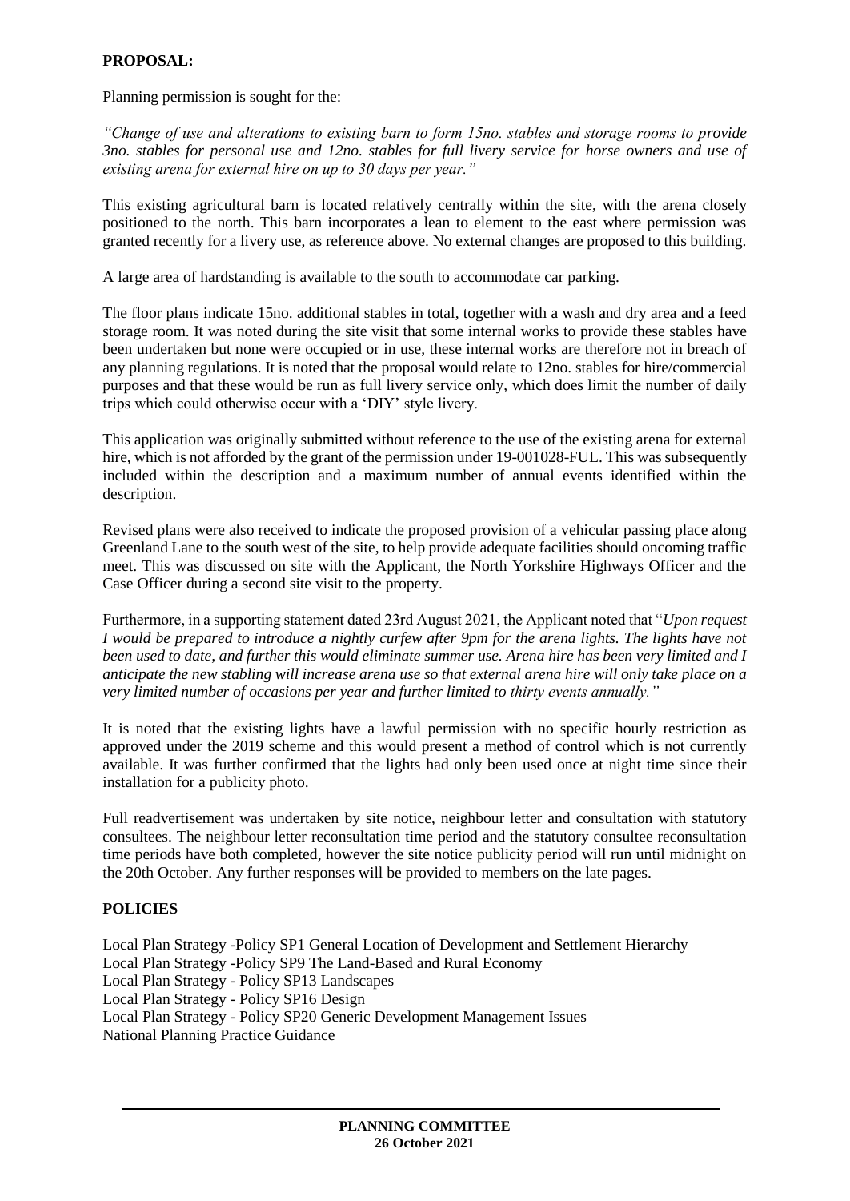**PROPOSAL:**

Planning permission is sought for the:

*"Change of use and alterations to existing barn to form 15no. stables and storage rooms to provide 3no. stables for personal use and 12no. stables for full livery service for horse owners and use of existing arena for external hire on up to 30 days per year."*

This existing agricultural barn is located relatively centrally within the site, with the arena closely positioned to the north. This barn incorporates a lean to element to the east where permission was granted recently for a livery use, as reference above. No external changes are proposed to this building.

A large area of hardstanding is available to the south to accommodate car parking.

The floor plans indicate 15no. additional stables in total, together with a wash and dry area and a feed storage room. It was noted during the site visit that some internal works to provide these stables have been undertaken but none were occupied or in use, these internal works are therefore not in breach of any planning regulations. It is noted that the proposal would relate to 12no. stables for hire/commercial purposes and that these would be run as full livery service only, which does limit the number of daily trips which could otherwise occur with a 'DIY' style livery.

This application was originally submitted without reference to the use of the existing arena for external hire, which is not afforded by the grant of the permission under 19-001028-FUL. This was subsequently included within the description and a maximum number of annual events identified within the description.

Revised plans were also received to indicate the proposed provision of a vehicular passing place along Greenland Lane to the south west of the site, to help provide adequate facilities should oncoming traffic meet. This was discussed on site with the Applicant, the North Yorkshire Highways Officer and the Case Officer during a second site visit to the property.

Furthermore, in a supporting statement dated 23rd August 2021, the Applicant noted that "*Upon request I would be prepared to introduce a nightly curfew after 9pm for the arena lights. The lights have not been used to date, and further this would eliminate summer use. Arena hire has been very limited and I anticipate the new stabling will increase arena use so that external arena hire will only take place on a very limited number of occasions per year and further limited to thirty events annually."*

It is noted that the existing lights have a lawful permission with no specific hourly restriction as approved under the 2019 scheme and this would present a method of control which is not currently available. It was further confirmed that the lights had only been used once at night time since their installation for a publicity photo.

Full readvertisement was undertaken by site notice, neighbour letter and consultation with statutory consultees. The neighbour letter reconsultation time period and the statutory consultee reconsultation time periods have both completed, however the site notice publicity period will run until midnight on the 20th October. Any further responses will be provided to members on the late pages.

**POLICIES**

Local Plan Strategy -Policy SP1 General Location of Development and Settlement Hierarchy
Local Plan Strategy -Policy SP9 The Land-Based and Rural Economy
Local Plan Strategy - Policy SP13 Landscapes
Local Plan Strategy - Policy SP16 Design
Local Plan Strategy - Policy SP20 Generic Development Management Issues
National Planning Practice Guidance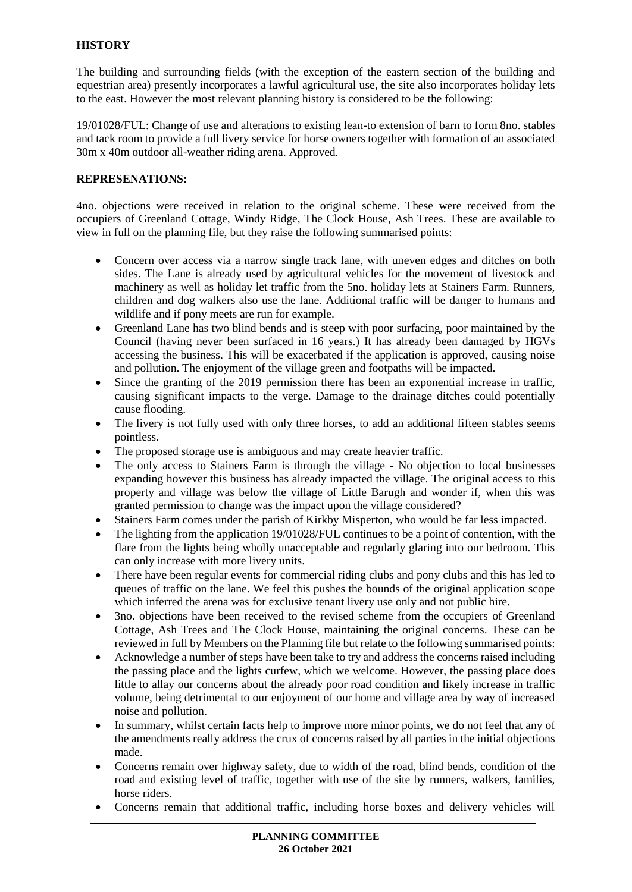**HISTORY**

The building and surrounding fields (with the exception of the eastern section of the building and equestrian area) presently incorporates a lawful agricultural use, the site also incorporates holiday lets to the east. However the most relevant planning history is considered to be the following:

19/01028/FUL: Change of use and alterations to existing lean-to extension of barn to form 8no. stables and tack room to provide a full livery service for horse owners together with formation of an associated 30m x 40m outdoor all-weather riding arena. Approved.

**REPRESENATIONS:**

4no. objections were received in relation to the original scheme. These were received from the occupiers of Greenland Cottage, Windy Ridge, The Clock House, Ash Trees. These are available to view in full on the planning file, but they raise the following summarised points:

- Concern over access via a narrow single track lane, with uneven edges and ditches on both sides. The Lane is already used by agricultural vehicles for the movement of livestock and machinery as well as holiday let traffic from the 5no. holiday lets at Stainers Farm. Runners, children and dog walkers also use the lane. Additional traffic will be danger to humans and wildlife and if pony meets are run for example.
- Greenland Lane has two blind bends and is steep with poor surfacing, poor maintained by the Council (having never been surfaced in 16 years.) It has already been damaged by HGVs accessing the business. This will be exacerbated if the application is approved, causing noise and pollution. The enjoyment of the village green and footpaths will be impacted.
- Since the granting of the 2019 permission there has been an exponential increase in traffic, causing significant impacts to the verge. Damage to the drainage ditches could potentially cause flooding.
- The livery is not fully used with only three horses, to add an additional fifteen stables seems pointless.
- The proposed storage use is ambiguous and may create heavier traffic.
- The only access to Stainers Farm is through the village - No objection to local businesses expanding however this business has already impacted the village. The original access to this property and village was below the village of Little Barugh and wonder if, when this was granted permission to change was the impact upon the village considered?
- Stainers Farm comes under the parish of Kirkby Misperton, who would be far less impacted.
- The lighting from the application 19/01028/FUL continues to be a point of contention, with the flare from the lights being wholly unacceptable and regularly glaring into our bedroom. This can only increase with more livery units.
- There have been regular events for commercial riding clubs and pony clubs and this has led to queues of traffic on the lane. We feel this pushes the bounds of the original application scope which inferred the arena was for exclusive tenant livery use only and not public hire.
- 3no. objections have been received to the revised scheme from the occupiers of Greenland Cottage, Ash Trees and The Clock House, maintaining the original concerns. These can be reviewed in full by Members on the Planning file but relate to the following summarised points:
- Acknowledge a number of steps have been take to try and address the concerns raised including the passing place and the lights curfew, which we welcome. However, the passing place does little to allay our concerns about the already poor road condition and likely increase in traffic volume, being detrimental to our enjoyment of our home and village area by way of increased noise and pollution.
- In summary, whilst certain facts help to improve more minor points, we do not feel that any of the amendments really address the crux of concerns raised by all parties in the initial objections made.
- Concerns remain over highway safety, due to width of the road, blind bends, condition of the road and existing level of traffic, together with use of the site by runners, walkers, families, horse riders.
- Concerns remain that additional traffic, including horse boxes and delivery vehicles will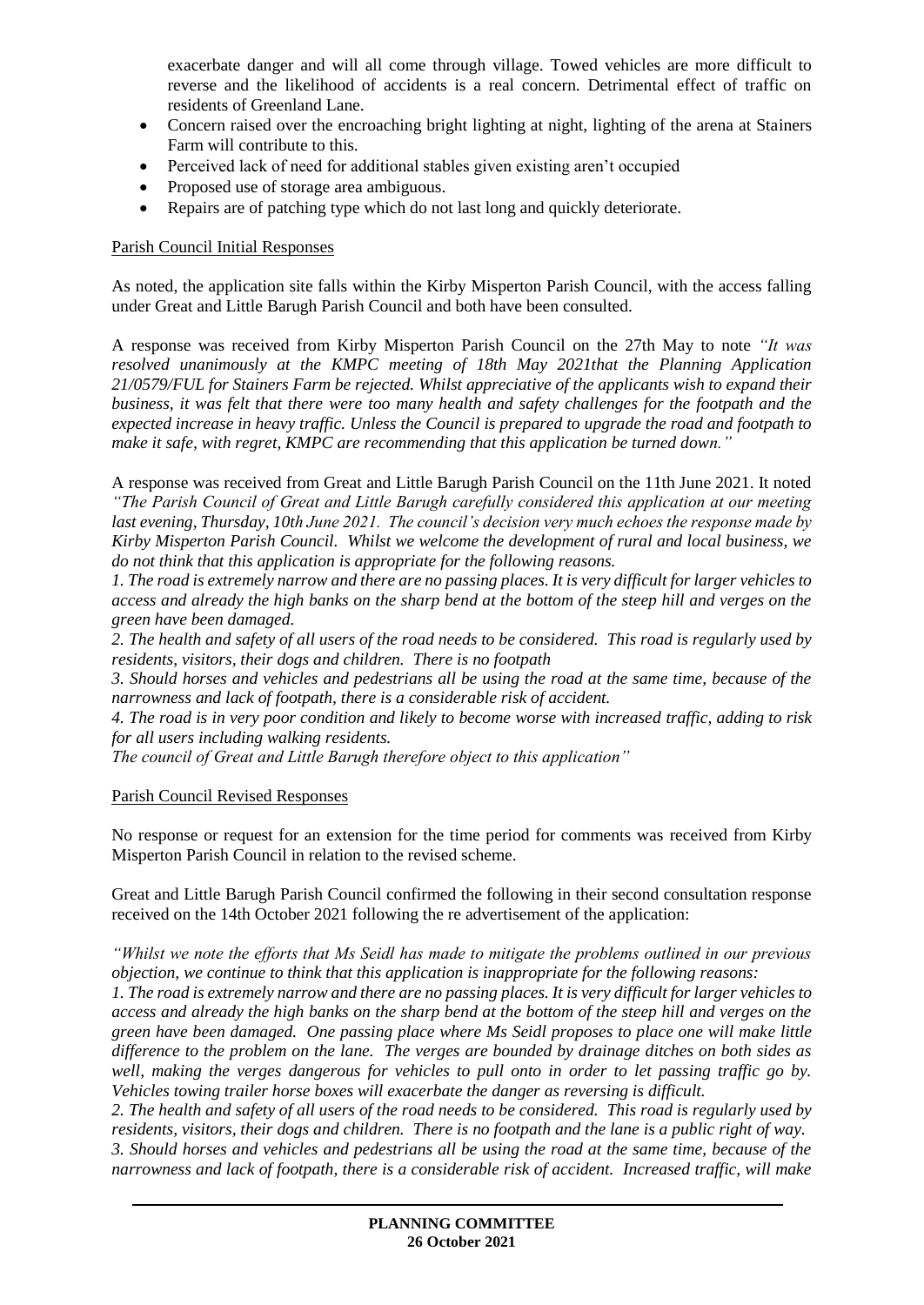exacerbate danger and will all come through village. Towed vehicles are more difficult to reverse and the likelihood of accidents is a real concern. Detrimental effect of traffic on residents of Greenland Lane.

- Concern raised over the encroaching bright lighting at night, lighting of the arena at Stainers Farm will contribute to this.
- Perceived lack of need for additional stables given existing aren't occupied
- Proposed use of storage area ambiguous.
- Repairs are of patching type which do not last long and quickly deteriorate.

Parish Council Initial Responses

As noted, the application site falls within the Kirby Misperton Parish Council, with the access falling under Great and Little Barugh Parish Council and both have been consulted.

A response was received from Kirby Misperton Parish Council on the 27th May to note *"It was resolved unanimously at the KMPC meeting of 18th May 2021that the Planning Application 21/0579/FUL for Stainers Farm be rejected. Whilst appreciative of the applicants wish to expand their business, it was felt that there were too many health and safety challenges for the footpath and the expected increase in heavy traffic. Unless the Council is prepared to upgrade the road and footpath to make it safe, with regret, KMPC are recommending that this application be turned down."*

A response was received from Great and Little Barugh Parish Council on the 11th June 2021. It noted *"The Parish Council of Great and Little Barugh carefully considered this application at our meeting last evening, Thursday, 10th June 2021. The council's decision very much echoes the response made by Kirby Misperton Parish Council. Whilst we welcome the development of rural and local business, we do not think that this application is appropriate for the following reasons.*

*1. The road is extremely narrow and there are no passing places. It is very difficult for larger vehicles to access and already the high banks on the sharp bend at the bottom of the steep hill and verges on the green have been damaged.*

*2. The health and safety of all users of the road needs to be considered. This road is regularly used by residents, visitors, their dogs and children. There is no footpath*

*3. Should horses and vehicles and pedestrians all be using the road at the same time, because of the narrowness and lack of footpath, there is a considerable risk of accident.*

*4. The road is in very poor condition and likely to become worse with increased traffic, adding to risk for all users including walking residents.*

*The council of Great and Little Barugh therefore object to this application"*

Parish Council Revised Responses

No response or request for an extension for the time period for comments was received from Kirby Misperton Parish Council in relation to the revised scheme.

Great and Little Barugh Parish Council confirmed the following in their second consultation response received on the 14th October 2021 following the re advertisement of the application:

*"Whilst we note the efforts that Ms Seidl has made to mitigate the problems outlined in our previous objection, we continue to think that this application is inappropriate for the following reasons:*

*1. The road is extremely narrow and there are no passing places. It is very difficult for larger vehicles to access and already the high banks on the sharp bend at the bottom of the steep hill and verges on the green have been damaged. One passing place where Ms Seidl proposes to place one will make little difference to the problem on the lane. The verges are bounded by drainage ditches on both sides as well, making the verges dangerous for vehicles to pull onto in order to let passing traffic go by. Vehicles towing trailer horse boxes will exacerbate the danger as reversing is difficult.*

*2. The health and safety of all users of the road needs to be considered. This road is regularly used by residents, visitors, their dogs and children. There is no footpath and the lane is a public right of way.*

*3. Should horses and vehicles and pedestrians all be using the road at the same time, because of the narrowness and lack of footpath, there is a considerable risk of accident. Increased traffic, will make*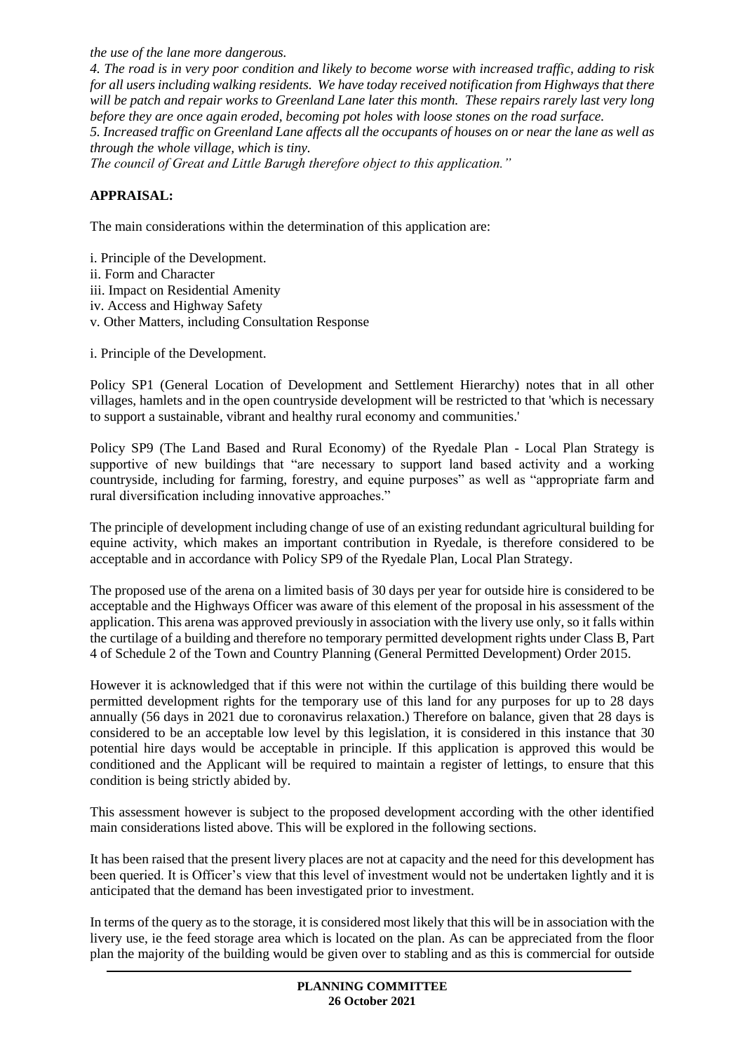*the use of the lane more dangerous.*

*4. The road is in very poor condition and likely to become worse with increased traffic, adding to risk for all users including walking residents. We have today received notification from Highways that there will be patch and repair works to Greenland Lane later this month. These repairs rarely last very long before they are once again eroded, becoming pot holes with loose stones on the road surface.*

*5. Increased traffic on Greenland Lane affects all the occupants of houses on or near the lane as well as through the whole village, which is tiny.*

*The council of Great and Little Barugh therefore object to this application."*

## APPRAISAL:

The main considerations within the determination of this application are:

i. Principle of the Development.
ii. Form and Character
iii. Impact on Residential Amenity
iv. Access and Highway Safety
v. Other Matters, including Consultation Response

i. Principle of the Development.

Policy SP1 (General Location of Development and Settlement Hierarchy) notes that in all other villages, hamlets and in the open countryside development will be restricted to that 'which is necessary to support a sustainable, vibrant and healthy rural economy and communities.'

Policy SP9 (The Land Based and Rural Economy) of the Ryedale Plan - Local Plan Strategy is supportive of new buildings that "are necessary to support land based activity and a working countryside, including for farming, forestry, and equine purposes" as well as "appropriate farm and rural diversification including innovative approaches."

The principle of development including change of use of an existing redundant agricultural building for equine activity, which makes an important contribution in Ryedale, is therefore considered to be acceptable and in accordance with Policy SP9 of the Ryedale Plan, Local Plan Strategy.

The proposed use of the arena on a limited basis of 30 days per year for outside hire is considered to be acceptable and the Highways Officer was aware of this element of the proposal in his assessment of the application. This arena was approved previously in association with the livery use only, so it falls within the curtilage of a building and therefore no temporary permitted development rights under Class B, Part 4 of Schedule 2 of the Town and Country Planning (General Permitted Development) Order 2015.

However it is acknowledged that if this were not within the curtilage of this building there would be permitted development rights for the temporary use of this land for any purposes for up to 28 days annually (56 days in 2021 due to coronavirus relaxation.) Therefore on balance, given that 28 days is considered to be an acceptable low level by this legislation, it is considered in this instance that 30 potential hire days would be acceptable in principle. If this application is approved this would be conditioned and the Applicant will be required to maintain a register of lettings, to ensure that this condition is being strictly abided by.

This assessment however is subject to the proposed development according with the other identified main considerations listed above. This will be explored in the following sections.

It has been raised that the present livery places are not at capacity and the need for this development has been queried. It is Officer's view that this level of investment would not be undertaken lightly and it is anticipated that the demand has been investigated prior to investment.

In terms of the query as to the storage, it is considered most likely that this will be in association with the livery use, ie the feed storage area which is located on the plan. As can be appreciated from the floor plan the majority of the building would be given over to stabling and as this is commercial for outside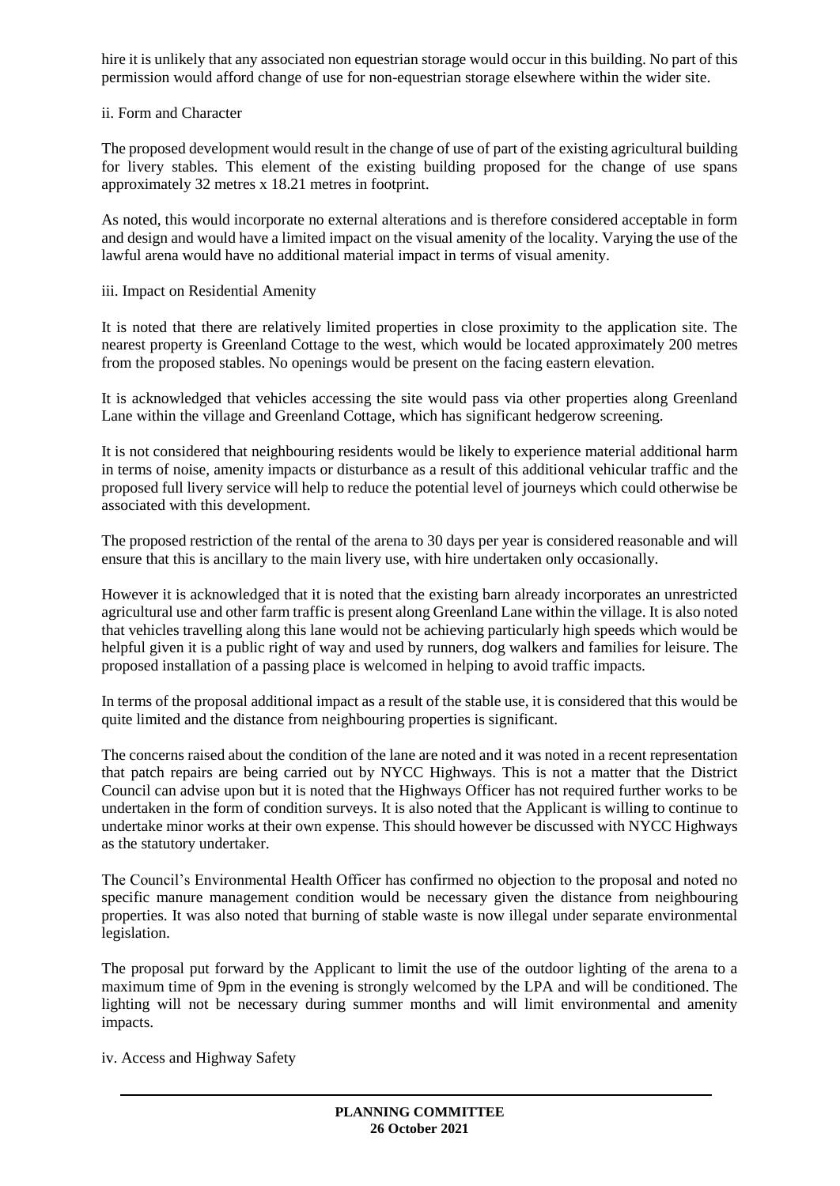hire it is unlikely that any associated non equestrian storage would occur in this building. No part of this permission would afford change of use for non-equestrian storage elsewhere within the wider site.

ii. Form and Character

The proposed development would result in the change of use of part of the existing agricultural building for livery stables. This element of the existing building proposed for the change of use spans approximately 32 metres x 18.21 metres in footprint.

As noted, this would incorporate no external alterations and is therefore considered acceptable in form and design and would have a limited impact on the visual amenity of the locality. Varying the use of the lawful arena would have no additional material impact in terms of visual amenity.

iii. Impact on Residential Amenity

It is noted that there are relatively limited properties in close proximity to the application site. The nearest property is Greenland Cottage to the west, which would be located approximately 200 metres from the proposed stables. No openings would be present on the facing eastern elevation.

It is acknowledged that vehicles accessing the site would pass via other properties along Greenland Lane within the village and Greenland Cottage, which has significant hedgerow screening.

It is not considered that neighbouring residents would be likely to experience material additional harm in terms of noise, amenity impacts or disturbance as a result of this additional vehicular traffic and the proposed full livery service will help to reduce the potential level of journeys which could otherwise be associated with this development.

The proposed restriction of the rental of the arena to 30 days per year is considered reasonable and will ensure that this is ancillary to the main livery use, with hire undertaken only occasionally.

However it is acknowledged that it is noted that the existing barn already incorporates an unrestricted agricultural use and other farm traffic is present along Greenland Lane within the village. It is also noted that vehicles travelling along this lane would not be achieving particularly high speeds which would be helpful given it is a public right of way and used by runners, dog walkers and families for leisure. The proposed installation of a passing place is welcomed in helping to avoid traffic impacts.

In terms of the proposal additional impact as a result of the stable use, it is considered that this would be quite limited and the distance from neighbouring properties is significant.

The concerns raised about the condition of the lane are noted and it was noted in a recent representation that patch repairs are being carried out by NYCC Highways. This is not a matter that the District Council can advise upon but it is noted that the Highways Officer has not required further works to be undertaken in the form of condition surveys. It is also noted that the Applicant is willing to continue to undertake minor works at their own expense. This should however be discussed with NYCC Highways as the statutory undertaker.

The Council's Environmental Health Officer has confirmed no objection to the proposal and noted no specific manure management condition would be necessary given the distance from neighbouring properties. It was also noted that burning of stable waste is now illegal under separate environmental legislation.

The proposal put forward by the Applicant to limit the use of the outdoor lighting of the arena to a maximum time of 9pm in the evening is strongly welcomed by the LPA and will be conditioned. The lighting will not be necessary during summer months and will limit environmental and amenity impacts.

iv. Access and Highway Safety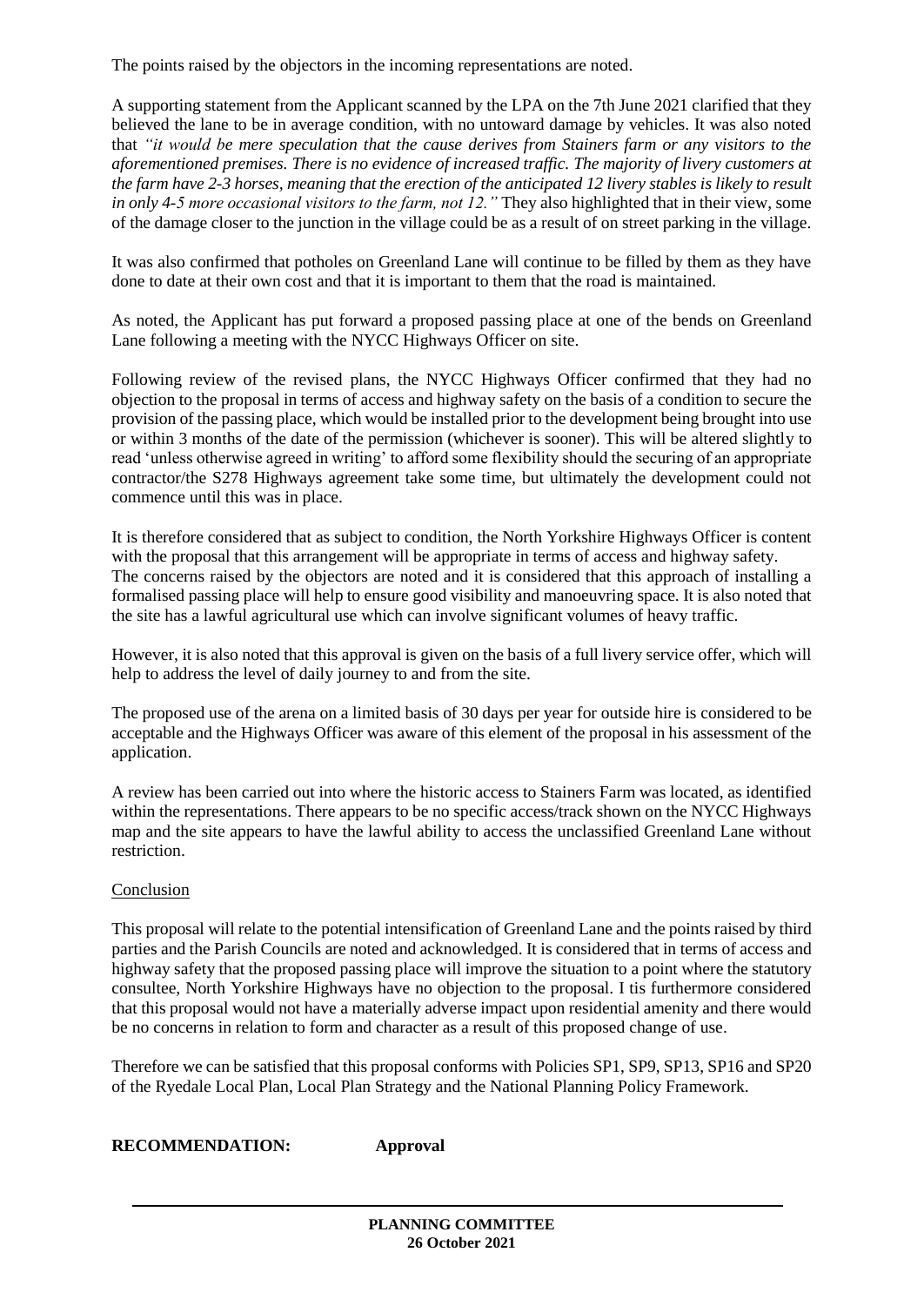The points raised by the objectors in the incoming representations are noted.

A supporting statement from the Applicant scanned by the LPA on the 7th June 2021 clarified that they believed the lane to be in average condition, with no untoward damage by vehicles. It was also noted that *"it would be mere speculation that the cause derives from Stainers farm or any visitors to the aforementioned premises. There is no evidence of increased traffic. The majority of livery customers at the farm have 2-3 horses, meaning that the erection of the anticipated 12 livery stables is likely to result in only 4-5 more occasional visitors to the farm, not 12."* They also highlighted that in their view, some of the damage closer to the junction in the village could be as a result of on street parking in the village.

It was also confirmed that potholes on Greenland Lane will continue to be filled by them as they have done to date at their own cost and that it is important to them that the road is maintained.

As noted, the Applicant has put forward a proposed passing place at one of the bends on Greenland Lane following a meeting with the NYCC Highways Officer on site.

Following review of the revised plans, the NYCC Highways Officer confirmed that they had no objection to the proposal in terms of access and highway safety on the basis of a condition to secure the provision of the passing place, which would be installed prior to the development being brought into use or within 3 months of the date of the permission (whichever is sooner). This will be altered slightly to read 'unless otherwise agreed in writing' to afford some flexibility should the securing of an appropriate contractor/the S278 Highways agreement take some time, but ultimately the development could not commence until this was in place.

It is therefore considered that as subject to condition, the North Yorkshire Highways Officer is content with the proposal that this arrangement will be appropriate in terms of access and highway safety. The concerns raised by the objectors are noted and it is considered that this approach of installing a formalised passing place will help to ensure good visibility and manoeuvring space. It is also noted that the site has a lawful agricultural use which can involve significant volumes of heavy traffic.

However, it is also noted that this approval is given on the basis of a full livery service offer, which will help to address the level of daily journey to and from the site.

The proposed use of the arena on a limited basis of 30 days per year for outside hire is considered to be acceptable and the Highways Officer was aware of this element of the proposal in his assessment of the application.

A review has been carried out into where the historic access to Stainers Farm was located, as identified within the representations. There appears to be no specific access/track shown on the NYCC Highways map and the site appears to have the lawful ability to access the unclassified Greenland Lane without restriction.

Conclusion

This proposal will relate to the potential intensification of Greenland Lane and the points raised by third parties and the Parish Councils are noted and acknowledged. It is considered that in terms of access and highway safety that the proposed passing place will improve the situation to a point where the statutory consultee, North Yorkshire Highways have no objection to the proposal. I tis furthermore considered that this proposal would not have a materially adverse impact upon residential amenity and there would be no concerns in relation to form and character as a result of this proposed change of use.

Therefore we can be satisfied that this proposal conforms with Policies SP1, SP9, SP13, SP16 and SP20 of the Ryedale Local Plan, Local Plan Strategy and the National Planning Policy Framework.

**RECOMMENDATION: Approval**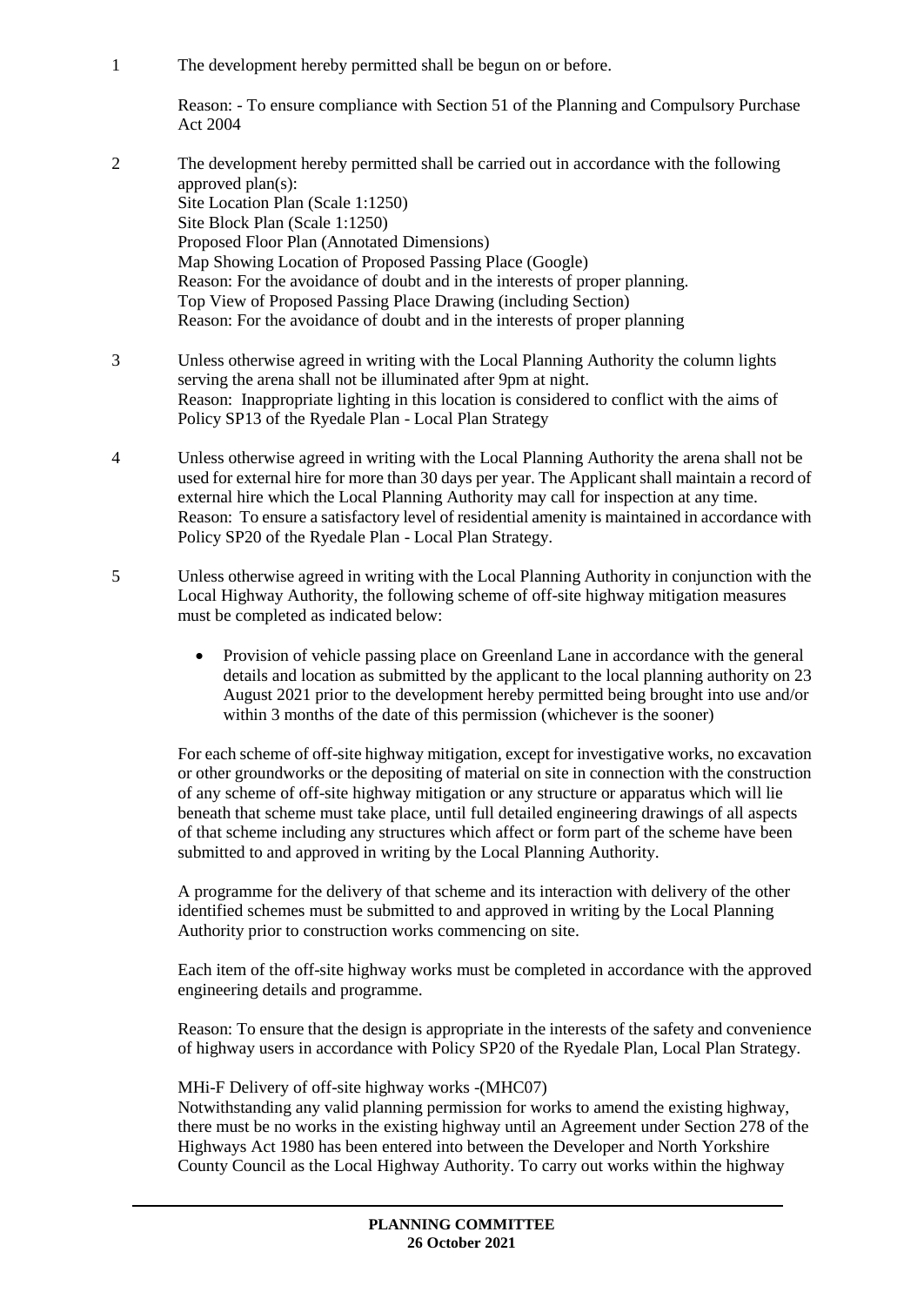1 The development hereby permitted shall be begun on or before.

Reason: - To ensure compliance with Section 51 of the Planning and Compulsory Purchase Act 2004

2 The development hereby permitted shall be carried out in accordance with the following approved plan(s):
Site Location Plan (Scale 1:1250)
Site Block Plan (Scale 1:1250)
Proposed Floor Plan (Annotated Dimensions)
Map Showing Location of Proposed Passing Place (Google)
Reason: For the avoidance of doubt and in the interests of proper planning.
Top View of Proposed Passing Place Drawing (including Section)
Reason: For the avoidance of doubt and in the interests of proper planning

3 Unless otherwise agreed in writing with the Local Planning Authority the column lights serving the arena shall not be illuminated after 9pm at night.
Reason: Inappropriate lighting in this location is considered to conflict with the aims of Policy SP13 of the Ryedale Plan - Local Plan Strategy

4 Unless otherwise agreed in writing with the Local Planning Authority the arena shall not be used for external hire for more than 30 days per year. The Applicant shall maintain a record of external hire which the Local Planning Authority may call for inspection at any time.
Reason: To ensure a satisfactory level of residential amenity is maintained in accordance with Policy SP20 of the Ryedale Plan - Local Plan Strategy.

5 Unless otherwise agreed in writing with the Local Planning Authority in conjunction with the Local Highway Authority, the following scheme of off-site highway mitigation measures must be completed as indicated below:

- Provision of vehicle passing place on Greenland Lane in accordance with the general details and location as submitted by the applicant to the local planning authority on 23 August 2021 prior to the development hereby permitted being brought into use and/or within 3 months of the date of this permission (whichever is the sooner)

For each scheme of off-site highway mitigation, except for investigative works, no excavation or other groundworks or the depositing of material on site in connection with the construction of any scheme of off-site highway mitigation or any structure or apparatus which will lie beneath that scheme must take place, until full detailed engineering drawings of all aspects of that scheme including any structures which affect or form part of the scheme have been submitted to and approved in writing by the Local Planning Authority.

A programme for the delivery of that scheme and its interaction with delivery of the other identified schemes must be submitted to and approved in writing by the Local Planning Authority prior to construction works commencing on site.

Each item of the off-site highway works must be completed in accordance with the approved engineering details and programme.

Reason: To ensure that the design is appropriate in the interests of the safety and convenience of highway users in accordance with Policy SP20 of the Ryedale Plan, Local Plan Strategy.

MHi-F Delivery of off-site highway works -(MHC07)
Notwithstanding any valid planning permission for works to amend the existing highway, there must be no works in the existing highway until an Agreement under Section 278 of the Highways Act 1980 has been entered into between the Developer and North Yorkshire County Council as the Local Highway Authority. To carry out works within the highway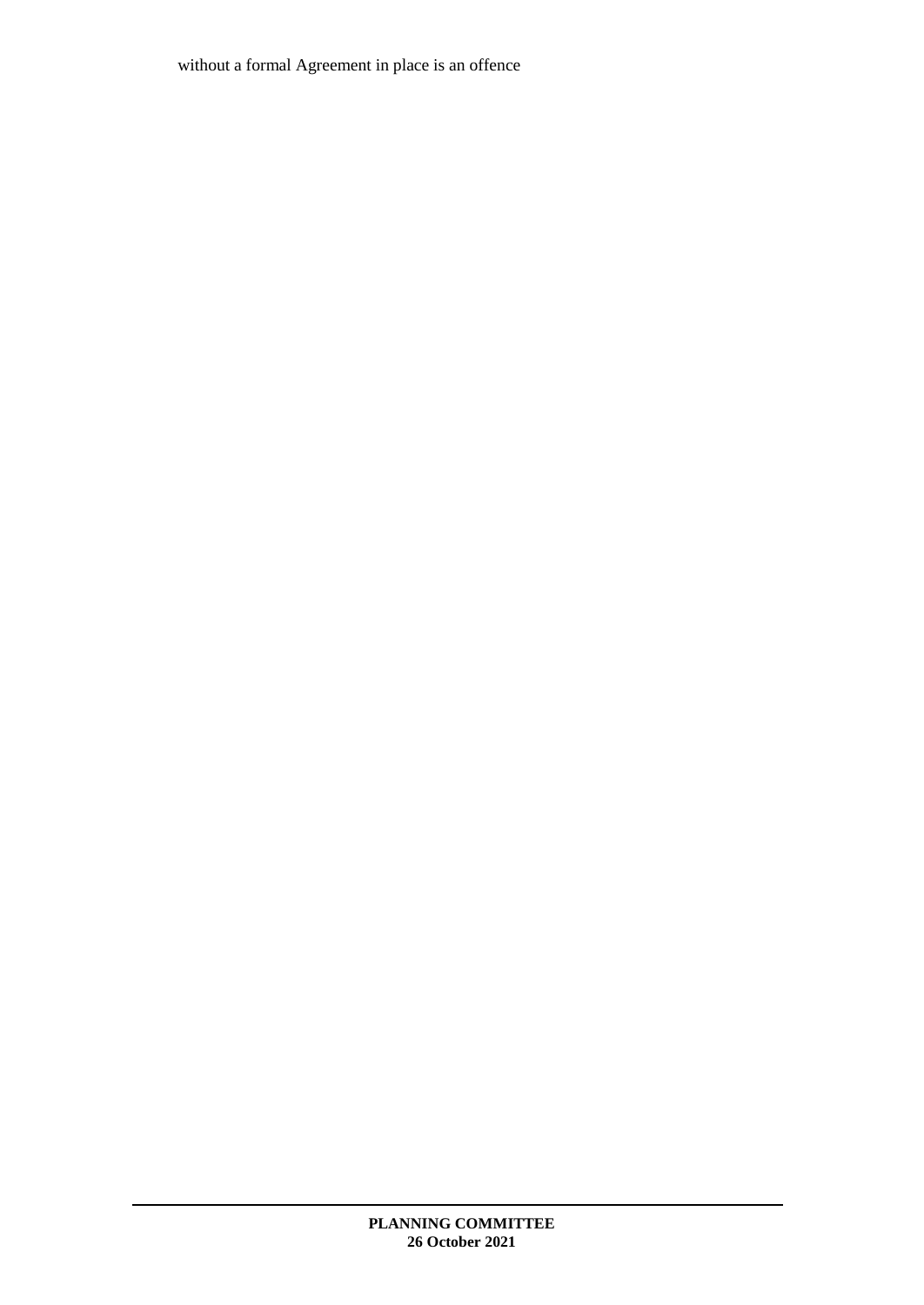without a formal Agreement in place is an offence